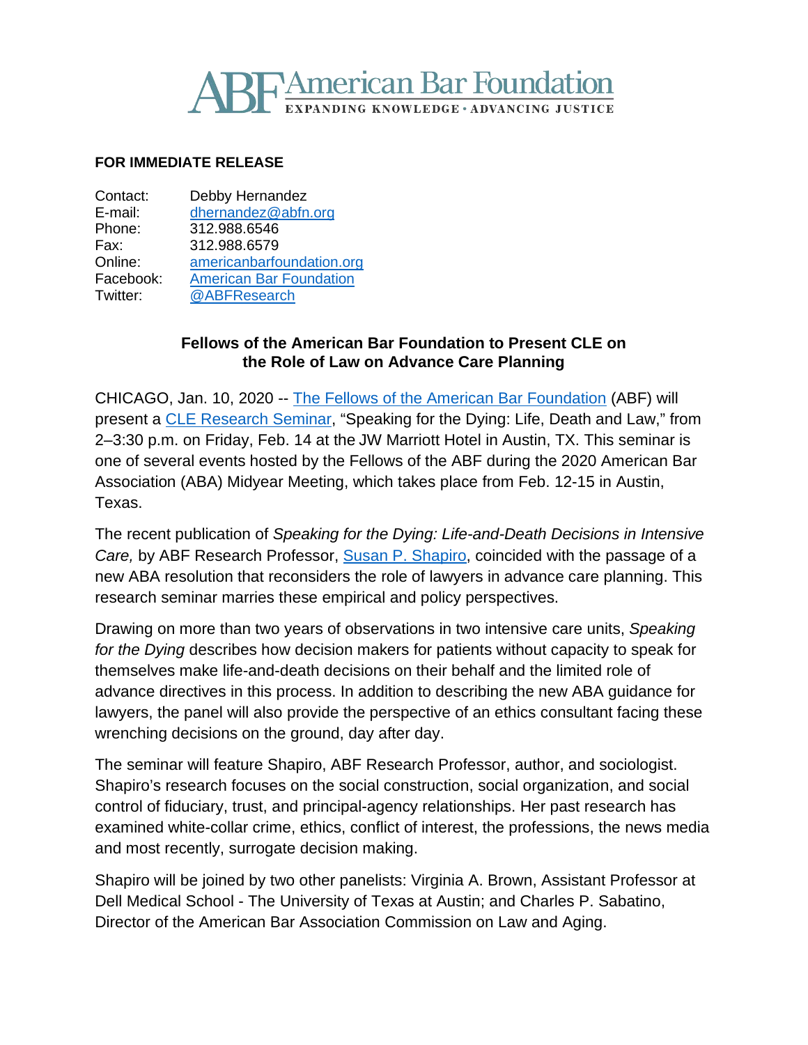ABF American Bar Foundation
EXPANDING KNOWLEDGE • ADVANCING JUSTICE

**FOR IMMEDIATE RELEASE**

| | |
|---|---|
| Contact: | Debby Hernandez |
| E-mail: | dhernandez@abfn.org |
| Phone: | 312.988.6546 |
| Fax: | 312.988.6579 |
| Online: | americanbarfoundation.org |
| Facebook: | American Bar Foundation |
| Twitter: | @ABFResearch |

**Fellows of the American Bar Foundation to Present CLE on the Role of Law on Advance Care Planning**

CHICAGO, Jan. 10, 2020 -- The Fellows of the American Bar Foundation (ABF) will present a CLE Research Seminar, "Speaking for the Dying: Life, Death and Law," from 2–3:30 p.m. on Friday, Feb. 14 at the JW Marriott Hotel in Austin, TX. This seminar is one of several events hosted by the Fellows of the ABF during the 2020 American Bar Association (ABA) Midyear Meeting, which takes place from Feb. 12-15 in Austin, Texas.

The recent publication of *Speaking for the Dying: Life-and-Death Decisions in Intensive Care,* by ABF Research Professor, Susan P. Shapiro, coincided with the passage of a new ABA resolution that reconsiders the role of lawyers in advance care planning. This research seminar marries these empirical and policy perspectives.

Drawing on more than two years of observations in two intensive care units, *Speaking for the Dying* describes how decision makers for patients without capacity to speak for themselves make life-and-death decisions on their behalf and the limited role of advance directives in this process. In addition to describing the new ABA guidance for lawyers, the panel will also provide the perspective of an ethics consultant facing these wrenching decisions on the ground, day after day.

The seminar will feature Shapiro, ABF Research Professor, author, and sociologist. Shapiro's research focuses on the social construction, social organization, and social control of fiduciary, trust, and principal-agency relationships. Her past research has examined white-collar crime, ethics, conflict of interest, the professions, the news media and most recently, surrogate decision making.

Shapiro will be joined by two other panelists: Virginia A. Brown, Assistant Professor at Dell Medical School - The University of Texas at Austin; and Charles P. Sabatino, Director of the American Bar Association Commission on Law and Aging.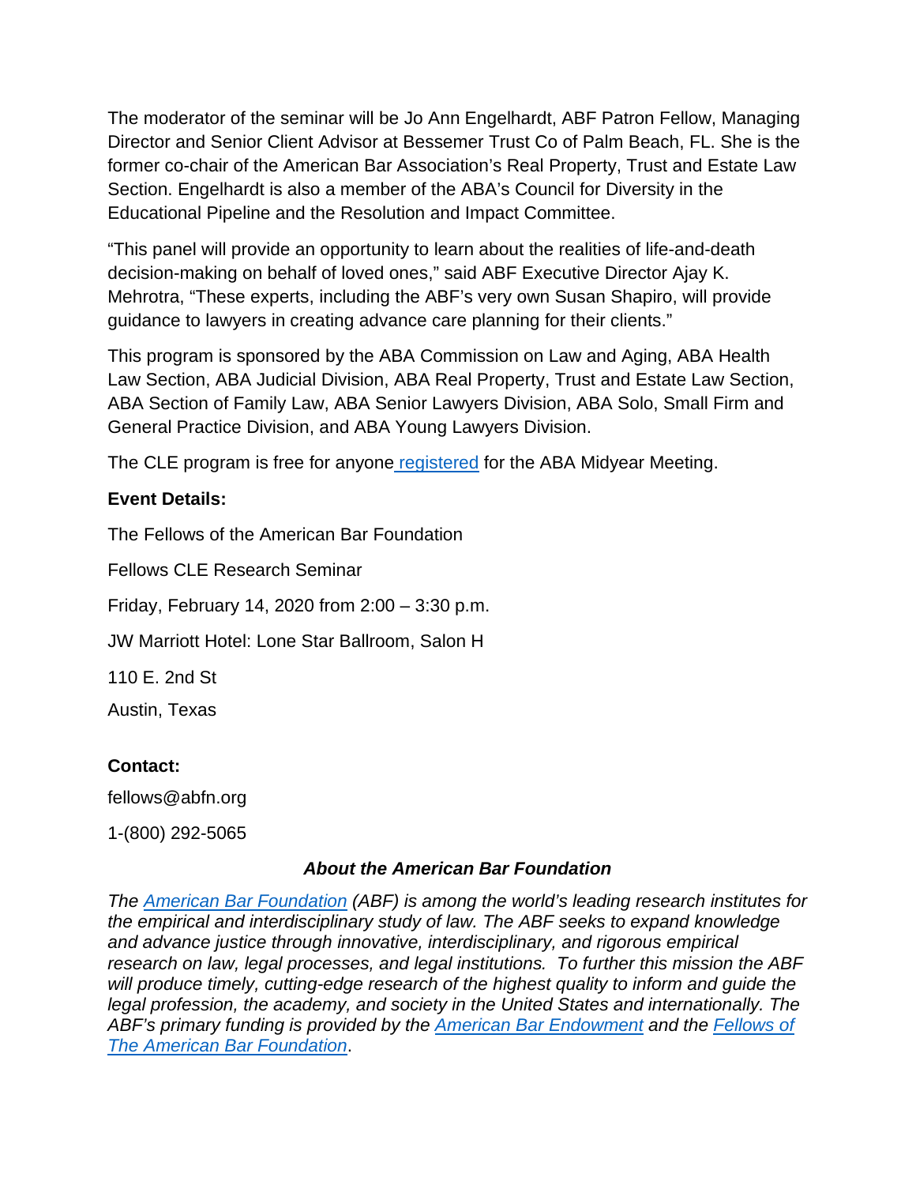The moderator of the seminar will be Jo Ann Engelhardt, ABF Patron Fellow, Managing Director and Senior Client Advisor at Bessemer Trust Co of Palm Beach, FL. She is the former co-chair of the American Bar Association's Real Property, Trust and Estate Law Section. Engelhardt is also a member of the ABA's Council for Diversity in the Educational Pipeline and the Resolution and Impact Committee.

"This panel will provide an opportunity to learn about the realities of life-and-death decision-making on behalf of loved ones," said ABF Executive Director Ajay K. Mehrotra, "These experts, including the ABF's very own Susan Shapiro, will provide guidance to lawyers in creating advance care planning for their clients."

This program is sponsored by the ABA Commission on Law and Aging, ABA Health Law Section, ABA Judicial Division, ABA Real Property, Trust and Estate Law Section, ABA Section of Family Law, ABA Senior Lawyers Division, ABA Solo, Small Firm and General Practice Division, and ABA Young Lawyers Division.

The CLE program is free for anyone registered for the ABA Midyear Meeting.

**Event Details:**

The Fellows of the American Bar Foundation

Fellows CLE Research Seminar

Friday, February 14, 2020 from 2:00 – 3:30 p.m.

JW Marriott Hotel: Lone Star Ballroom, Salon H

110 E. 2nd St

Austin, Texas

**Contact:**

fellows@abfn.org

1-(800) 292-5065

***About the American Bar Foundation***

*The American Bar Foundation (ABF) is among the world's leading research institutes for the empirical and interdisciplinary study of law. The ABF seeks to expand knowledge and advance justice through innovative, interdisciplinary, and rigorous empirical research on law, legal processes, and legal institutions. To further this mission the ABF will produce timely, cutting-edge research of the highest quality to inform and guide the legal profession, the academy, and society in the United States and internationally. The ABF's primary funding is provided by the American Bar Endowment and the Fellows of The American Bar Foundation.*